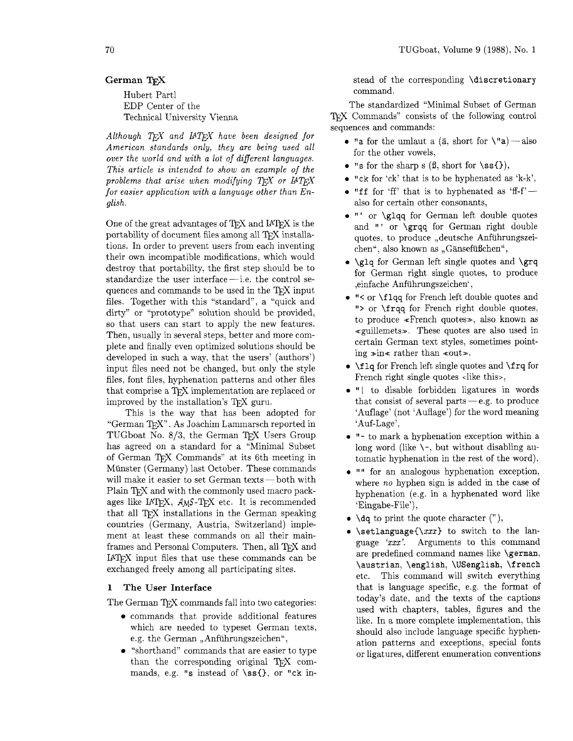## German TeX

Hubert Partl
EDP Center of the
Technical University Vienna

*Although TeX and LaTeX have been designed for American standards only, they are being used all over the world and with a lot of different languages. This article is intended to show an example of the problems that arise when modifying TeX or LaTeX for easier application with a language other than English.*

One of the great advantages of TeX and LaTeX is the portability of document files among all TeX installations. In order to prevent users from each inventing their own incompatible modifications, which would destroy that portability, the first step should be to standardize the user interface — i.e. the control sequences and commands to be used in the TeX input files. Together with this "standard", a "quick and dirty" or "prototype" solution should be provided, so that users can start to apply the new features. Then, usually in several steps, better and more complete and finally even optimized solutions should be developed in such a way, that the users' (authors') input files need not be changed, but only the style files, font files, hyphenation patterns and other files that comprise a TeX implementation are replaced or improved by the installation's TeX guru.

This is the way that has been adopted for "German TeX". As Joachim Lammarsch reported in TUGboat No. 8/3, the German TeX Users Group has agreed on a standard for a "Minimal Subset of German TeX Commands" at its 6th meeting in Münster (Germany) last October. These commands will make it easier to set German texts — both with Plain TeX and with the commonly used macro packages like LaTeX, AMS-TeX etc. It is recommended that all TeX installations in the German speaking countries (Germany, Austria, Switzerland) implement at least these commands on all their mainframes and Personal Computers. Then, all TeX and LaTeX input files that use these commands can be exchanged freely among all participating sites.

### 1 The User Interface

The German TeX commands fall into two categories:

- commands that provide additional features which are needed to typeset German texts, e.g. the German „Anführungszeichen",
- "shorthand" commands that are easier to type than the corresponding original TeX commands, e.g. `"s` instead of `\ss{}`, or `"ck` instead of the corresponding `\discretionary` command.

The standardized "Minimal Subset of German TeX Commands" consists of the following control sequences and commands:

- `"a` for the umlaut a (ä, short for `\"a`) — also for the other vowels,
- `"s` for the sharp s (ß, short for `\ss{}`),
- `"ck` for 'ck' that is to be hyphenated as 'k-k',
- `"ff` for 'ff' that is to hyphenated as 'ff-f' — also for certain other consonants,
- `"`` or `\glqq` for German left double quotes and `"'` or `\grqq` for German right double quotes, to produce „deutsche Anführungszeichen", also known as „Gänsefüßchen",
- `\glq` for German left single quotes and `\grq` for German right single quotes, to produce ‚einfache Anführungszeichen',
- `"<` or `\flqq` for French left double quotes and `">` or `\frqq` for French right double quotes, to produce «French quotes», also known as «guillemets». These quotes are also used in certain German text styles, sometimes pointing »in« rather than «out».
- `\flq` for French left single quotes and `\frq` for French right single quotes ‹like this›,
- `"|` to disable forbidden ligatures in words that consist of several parts — e.g. to produce 'Auflage' (not 'Auflage') for the word meaning 'Auf-Lage',
- `"-` to mark a hyphenation exception within a long word (like `\-`, but without disabling automatic hyphenation in the rest of the word),
- `""` for an analogous hyphenation exception, where *no* hyphen sign is added in the case of hyphenation (e.g. in a hyphenated word like 'Eingabe-File'),
- `\dq` to print the quote character ("),
- `\setlanguage{\xxx}` to switch to the language '*xxx*'. Arguments to this command are predefined command names like `\german`, `\austrian`, `\english`, `\USenglish`, `\french` etc. This command will switch everything that is language specific, e.g. the format of today's date, and the texts of the captions used with chapters, tables, figures and the like. In a more complete implementation, this should also include language specific hyphenation patterns and exceptions, special fonts or ligatures, different enumeration conventions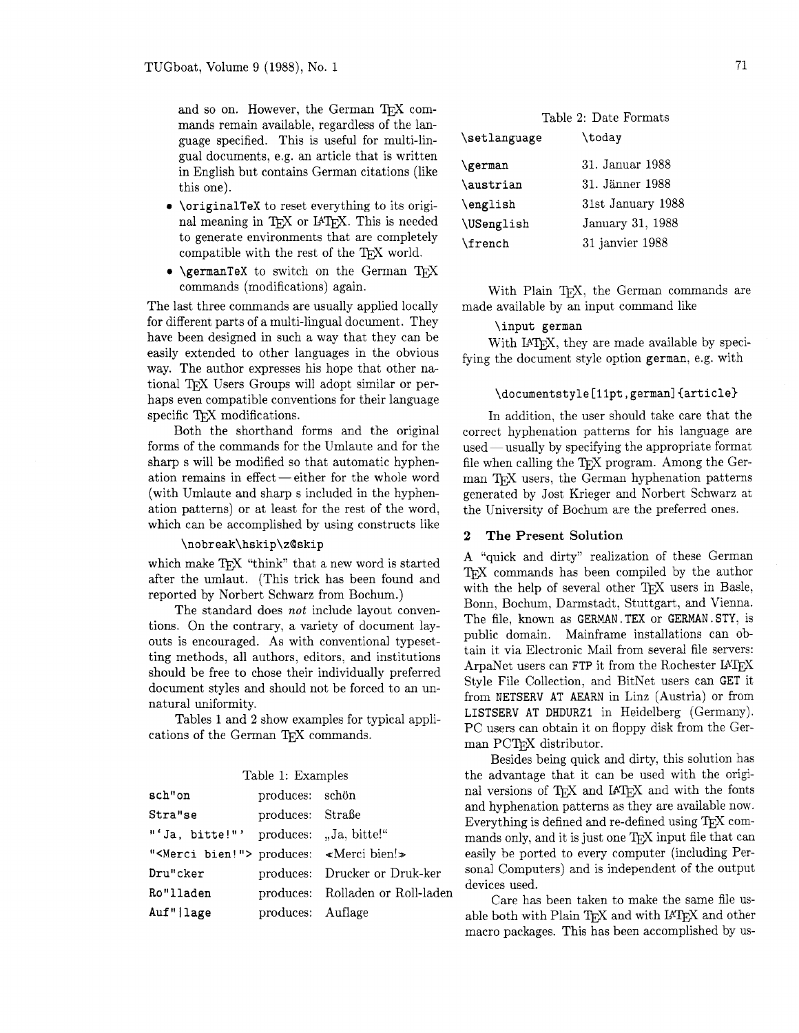and so on. However, the German TeX commands remain available, regardless of the language specified. This is useful for multi-lingual documents, e.g. an article that is written in English but contains German citations (like this one).

- `\originalTeX` to reset everything to its original meaning in TeX or LaTeX. This is needed to generate environments that are completely compatible with the rest of the TeX world.
- `\germanTeX` to switch on the German TeX commands (modifications) again.

The last three commands are usually applied locally for different parts of a multi-lingual document. They have been designed in such a way that they can be easily extended to other languages in the obvious way. The author expresses his hope that other national TeX Users Groups will adopt similar or perhaps even compatible conventions for their language specific TeX modifications.

Both the shorthand forms and the original forms of the commands for the Umlaute and for the sharp s will be modified so that automatic hyphenation remains in effect — either for the whole word (with Umlaute and sharp s included in the hyphenation patterns) or at least for the rest of the word, which can be accomplished by using constructs like

```
\nobreak\hskip\z@skip
```

which make TeX "think" that a new word is started after the umlaut. (This trick has been found and reported by Norbert Schwarz from Bochum.)

The standard does *not* include layout conventions. On the contrary, a variety of document layouts is encouraged. As with conventional typesetting methods, all authors, editors, and institutions should be free to chose their individually preferred document styles and should not be forced to an unnatural uniformity.

Tables 1 and 2 show examples for typical applications of the German TeX commands.

Table 1: Examples

| | | |
|---|---|---|
| `sch"on` | produces: | schön |
| `Stra"se` | produces: | Straße |
| `"'Ja, bitte!"'` | produces: | „Ja, bitte!“ |
| `"<Merci bien!">` | produces: | «Merci bien!» |
| `Dru"cker` | produces: | Drucker or Druk-ker |
| `Ro"llladen` | produces: | Rolladen or Roll-laden |
| `Auf"\|lage` | produces: | Auflage |

Table 2: Date Formats

| `\setlanguage` | `\today` |
|---|---|
| `\german` | 31. Januar 1988 |
| `\austrian` | 31. Jänner 1988 |
| `\english` | 31st January 1988 |
| `\USenglish` | January 31, 1988 |
| `\french` | 31 janvier 1988 |

With Plain TeX, the German commands are made available by an input command like

```
\input german
```

With LaTeX, they are made available by specifying the document style option `german`, e.g. with

```
\documentstyle[11pt,german]{article}
```

In addition, the user should take care that the correct hyphenation patterns for his language are used — usually by specifying the appropriate format file when calling the TeX program. Among the German TeX users, the German hyphenation patterns generated by Jost Krieger and Norbert Schwarz at the University of Bochum are the preferred ones.

## 2 The Present Solution

A "quick and dirty" realization of these German TeX commands has been compiled by the author with the help of several other TeX users in Basle, Bonn, Bochum, Darmstadt, Stuttgart, and Vienna. The file, known as `GERMAN.TEX` or `GERMAN.STY`, is public domain. Mainframe installations can obtain it via Electronic Mail from several file servers: ArpaNet users can `FTP` it from the Rochester LaTeX Style File Collection, and BitNet users can `GET` it from `NETSERV AT AEARN` in Linz (Austria) or from `LISTSERV AT DHDURZ1` in Heidelberg (Germany). PC users can obtain it on floppy disk from the German PCTeX distributor.

Besides being quick and dirty, this solution has the advantage that it can be used with the original versions of TeX and LaTeX and with the fonts and hyphenation patterns as they are available now. Everything is defined and re-defined using TeX commands only, and it is just one TeX input file that can easily be ported to every computer (including Personal Computers) and is independent of the output devices used.

Care has been taken to make the same file usable both with Plain TeX and with LaTeX and other macro packages. This has been accomplished by us-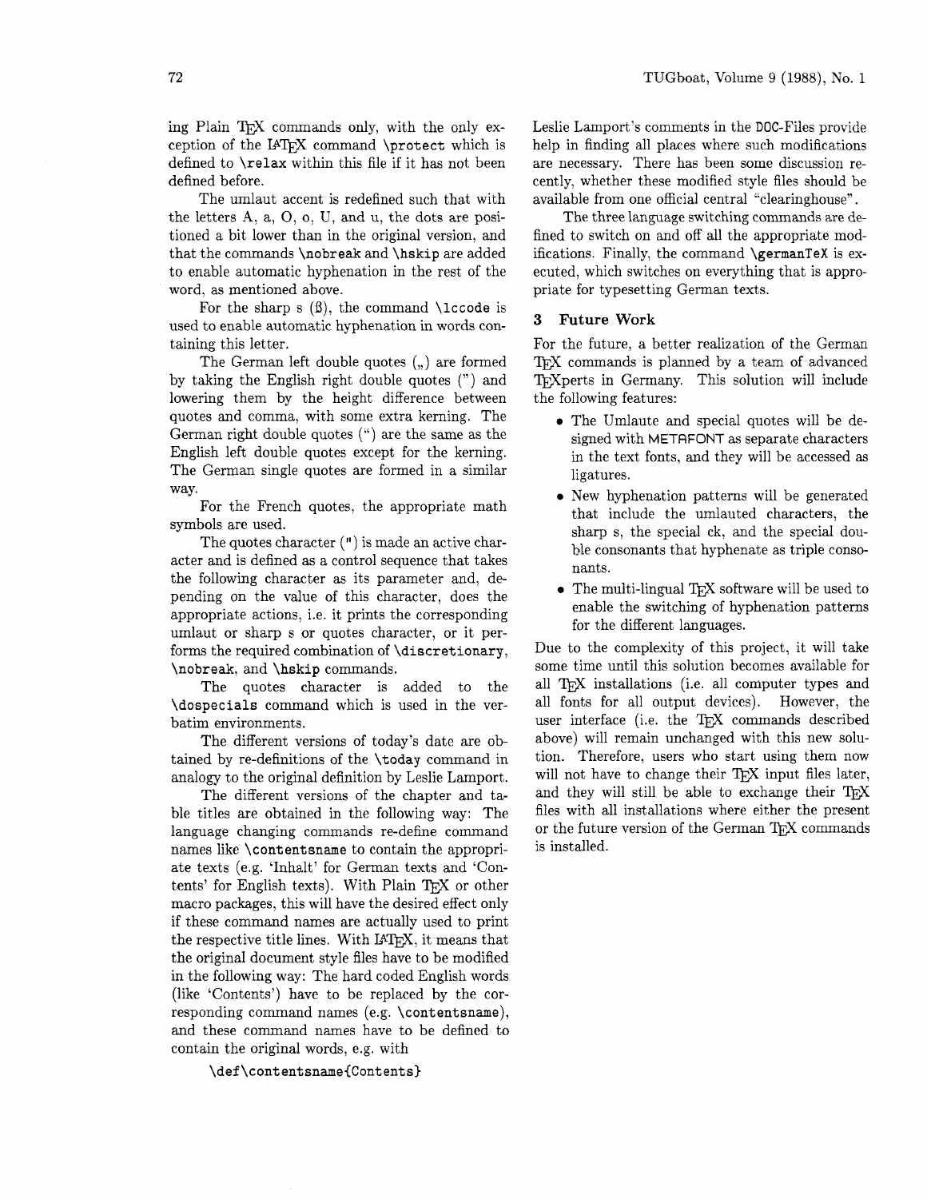ing Plain TeX commands only, with the only exception of the LaTeX command `\protect` which is defined to `\relax` within this file if it has not been defined before.

The umlaut accent is redefined such that with the letters A, a, O, o, U, and u, the dots are positioned a bit lower than in the original version, and that the commands `\nobreak` and `\hskip` are added to enable automatic hyphenation in the rest of the word, as mentioned above.

For the sharp s (ß), the command `\lccode` is used to enable automatic hyphenation in words containing this letter.

The German left double quotes („) are formed by taking the English right double quotes (") and lowering them by the height difference between quotes and comma, with some extra kerning. The German right double quotes (") are the same as the English left double quotes except for the kerning. The German single quotes are formed in a similar way.

For the French quotes, the appropriate math symbols are used.

The quotes character (") is made an active character and is defined as a control sequence that takes the following character as its parameter and, depending on the value of this character, does the appropriate actions, i.e. it prints the corresponding umlaut or sharp s or quotes character, or it performs the required combination of `\discretionary`, `\nobreak`, and `\hskip` commands.

The quotes character is added to the `\dospecials` command which is used in the verbatim environments.

The different versions of today's date are obtained by re-definitions of the `\today` command in analogy to the original definition by Leslie Lamport.

The different versions of the chapter and table titles are obtained in the following way: The language changing commands re-define command names like `\contentsname` to contain the appropriate texts (e.g. 'Inhalt' for German texts and 'Contents' for English texts). With Plain TeX or other macro packages, this will have the desired effect only if these command names are actually used to print the respective title lines. With LaTeX, it means that the original document style files have to be modified in the following way: The hard coded English words (like 'Contents') have to be replaced by the corresponding command names (e.g. `\contentsname`), and these command names have to be defined to contain the original words, e.g. with

```
\def\contentsname{Contents}
```

Leslie Lamport's comments in the DOC-Files provide help in finding all places where such modifications are necessary. There has been some discussion recently, whether these modified style files should be available from one official central "clearinghouse".

The three language switching commands are defined to switch on and off all the appropriate modifications. Finally, the command `\germanTeX` is executed, which switches on everything that is appropriate for typesetting German texts.

## 3 Future Work

For the future, a better realization of the German TeX commands is planned by a team of advanced TeXperts in Germany. This solution will include the following features:

- The Umlaute and special quotes will be designed with METAFONT as separate characters in the text fonts, and they will be accessed as ligatures.
- New hyphenation patterns will be generated that include the umlauted characters, the sharp s, the special ck, and the special double consonants that hyphenate as triple consonants.
- The multi-lingual TeX software will be used to enable the switching of hyphenation patterns for the different languages.

Due to the complexity of this project, it will take some time until this solution becomes available for all TeX installations (i.e. all computer types and all fonts for all output devices). However, the user interface (i.e. the TeX commands described above) will remain unchanged with this new solution. Therefore, users who start using them now will not have to change their TeX input files later, and they will still be able to exchange their TeX files with all installations where either the present or the future version of the German TeX commands is installed.